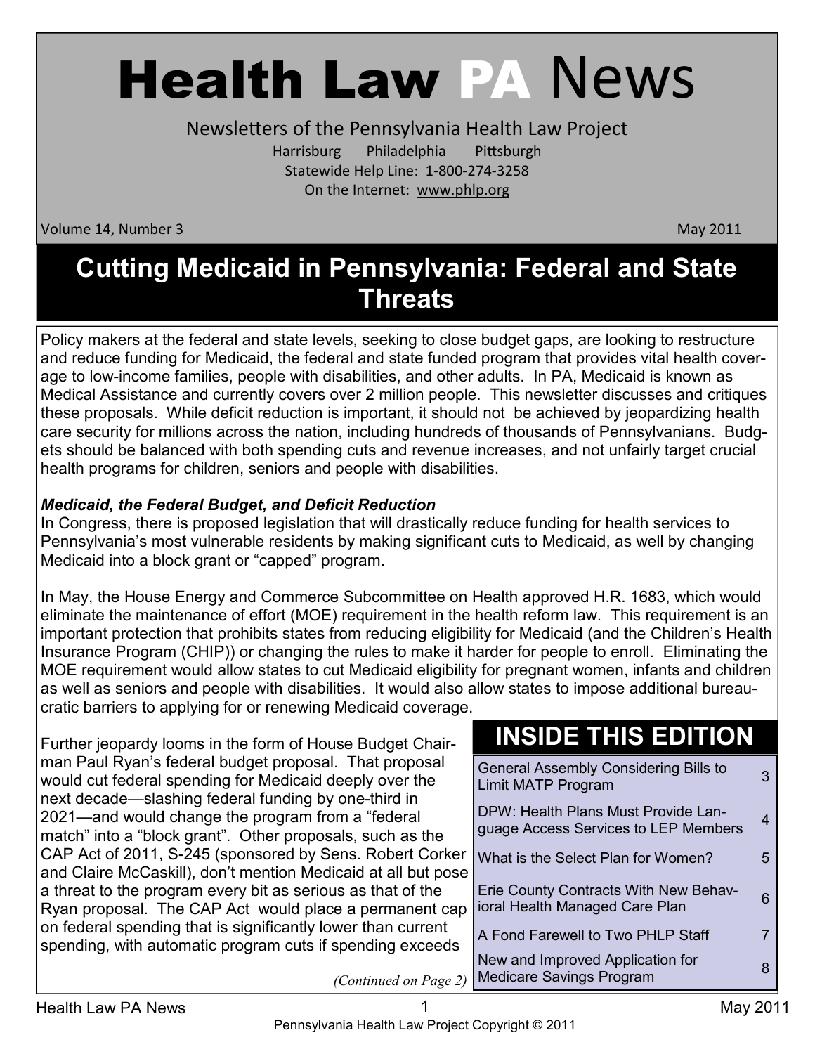# Health Law PA News

Newsletters of the Pennsylvania Health Law Project

Harrisburg Philadelphia Pittsburgh

Statewide Help Line: 1-800-274-3258

On the Internet: www.phlp.org

Volume 14, Number 3 May 2011

## Cutting Medicaid in Pennsylvania: Federal and State Threats

Policy makers at the federal and state levels, seeking to close budget gaps, are looking to restructure and reduce funding for Medicaid, the federal and state funded program that provides vital health coverage to low-income families, people with disabilities, and other adults. In PA, Medicaid is known as Medical Assistance and currently covers over 2 million people. This newsletter discusses and critiques these proposals. While deficit reduction is important, it should not be achieved by jeopardizing health care security for millions across the nation, including hundreds of thousands of Pennsylvanians. Budgets should be balanced with both spending cuts and revenue increases, and not unfairly target crucial health programs for children, seniors and people with disabilities.

***Medicaid, the Federal Budget, and Deficit Reduction***

In Congress, there is proposed legislation that will drastically reduce funding for health services to Pennsylvania's most vulnerable residents by making significant cuts to Medicaid, as well by changing Medicaid into a block grant or "capped" program.

In May, the House Energy and Commerce Subcommittee on Health approved H.R. 1683, which would eliminate the maintenance of effort (MOE) requirement in the health reform law. This requirement is an important protection that prohibits states from reducing eligibility for Medicaid (and the Children's Health Insurance Program (CHIP)) or changing the rules to make it harder for people to enroll. Eliminating the MOE requirement would allow states to cut Medicaid eligibility for pregnant women, infants and children as well as seniors and people with disabilities. It would also allow states to impose additional bureaucratic barriers to applying for or renewing Medicaid coverage.

Further jeopardy looms in the form of House Budget Chairman Paul Ryan's federal budget proposal. That proposal would cut federal spending for Medicaid deeply over the next decade—slashing federal funding by one-third in 2021—and would change the program from a "federal match" into a "block grant". Other proposals, such as the CAP Act of 2011, S-245 (sponsored by Sens. Robert Corker and Claire McCaskill), don't mention Medicaid at all but pose a threat to the program every bit as serious as that of the Ryan proposal. The CAP Act would place a permanent cap on federal spending that is significantly lower than current spending, with automatic program cuts if spending exceeds

*(Continued on Page 2)*

### INSIDE THIS EDITION

| Article | Page |
|---|---|
| General Assembly Considering Bills to Limit MATP Program | 3 |
| DPW: Health Plans Must Provide Language Access Services to LEP Members | 4 |
| What is the Select Plan for Women? | 5 |
| Erie County Contracts With New Behavioral Health Managed Care Plan | 6 |
| A Fond Farewell to Two PHLP Staff | 7 |
| New and Improved Application for Medicare Savings Program | 8 |

Pennsylvania Health Law Project Copyright © 2011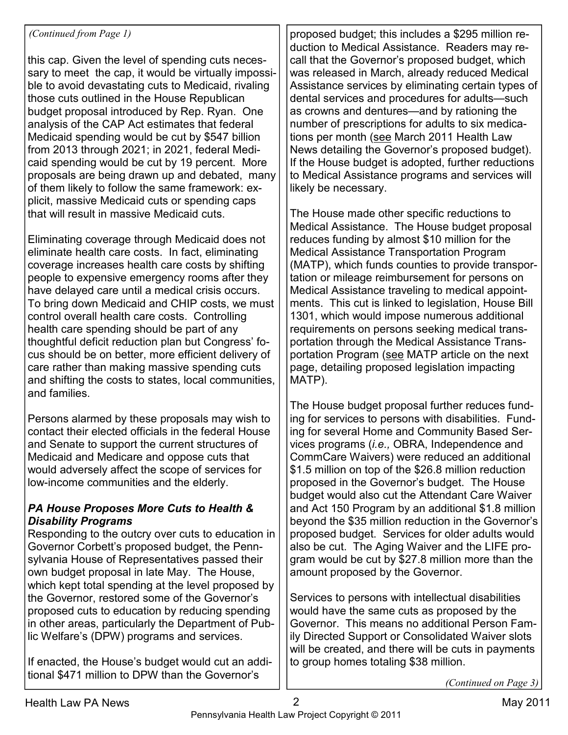*(Continued from Page 1)*

this cap. Given the level of spending cuts necessary to meet the cap, it would be virtually impossible to avoid devastating cuts to Medicaid, rivaling those cuts outlined in the House Republican budget proposal introduced by Rep. Ryan. One analysis of the CAP Act estimates that federal Medicaid spending would be cut by $547 billion from 2013 through 2021; in 2021, federal Medicaid spending would be cut by 19 percent. More proposals are being drawn up and debated, many of them likely to follow the same framework: explicit, massive Medicaid cuts or spending caps that will result in massive Medicaid cuts.

Eliminating coverage through Medicaid does not eliminate health care costs. In fact, eliminating coverage increases health care costs by shifting people to expensive emergency rooms after they have delayed care until a medical crisis occurs. To bring down Medicaid and CHIP costs, we must control overall health care costs. Controlling health care spending should be part of any thoughtful deficit reduction plan but Congress' focus should be on better, more efficient delivery of care rather than making massive spending cuts and shifting the costs to states, local communities, and families.

Persons alarmed by these proposals may wish to contact their elected officials in the federal House and Senate to support the current structures of Medicaid and Medicare and oppose cuts that would adversely affect the scope of services for low-income communities and the elderly.

### ***PA House Proposes More Cuts to Health & Disability Programs***

Responding to the outcry over cuts to education in Governor Corbett's proposed budget, the Pennsylvania House of Representatives passed their own budget proposal in late May. The House, which kept total spending at the level proposed by the Governor, restored some of the Governor's proposed cuts to education by reducing spending in other areas, particularly the Department of Public Welfare's (DPW) programs and services.

If enacted, the House's budget would cut an additional $471 million to DPW than the Governor's proposed budget; this includes a $295 million reduction to Medical Assistance. Readers may recall that the Governor's proposed budget, which was released in March, already reduced Medical Assistance services by eliminating certain types of dental services and procedures for adults—such as crowns and dentures—and by rationing the number of prescriptions for adults to six medications per month (see March 2011 Health Law News detailing the Governor's proposed budget). If the House budget is adopted, further reductions to Medical Assistance programs and services will likely be necessary.

The House made other specific reductions to Medical Assistance. The House budget proposal reduces funding by almost $10 million for the Medical Assistance Transportation Program (MATP), which funds counties to provide transportation or mileage reimbursement for persons on Medical Assistance traveling to medical appointments. This cut is linked to legislation, House Bill 1301, which would impose numerous additional requirements on persons seeking medical transportation through the Medical Assistance Transportation Program (see MATP article on the next page, detailing proposed legislation impacting MATP).

The House budget proposal further reduces funding for services to persons with disabilities. Funding for several Home and Community Based Services programs (*i.e.,* OBRA, Independence and CommCare Waivers) were reduced an additional $1.5 million on top of the $26.8 million reduction proposed in the Governor's budget. The House budget would also cut the Attendant Care Waiver and Act 150 Program by an additional $1.8 million beyond the $35 million reduction in the Governor's proposed budget. Services for older adults would also be cut. The Aging Waiver and the LIFE program would be cut by $27.8 million more than the amount proposed by the Governor.

Services to persons with intellectual disabilities would have the same cuts as proposed by the Governor. This means no additional Person Family Directed Support or Consolidated Waiver slots will be created, and there will be cuts in payments to group homes totaling $38 million.

*(Continued on Page 3)*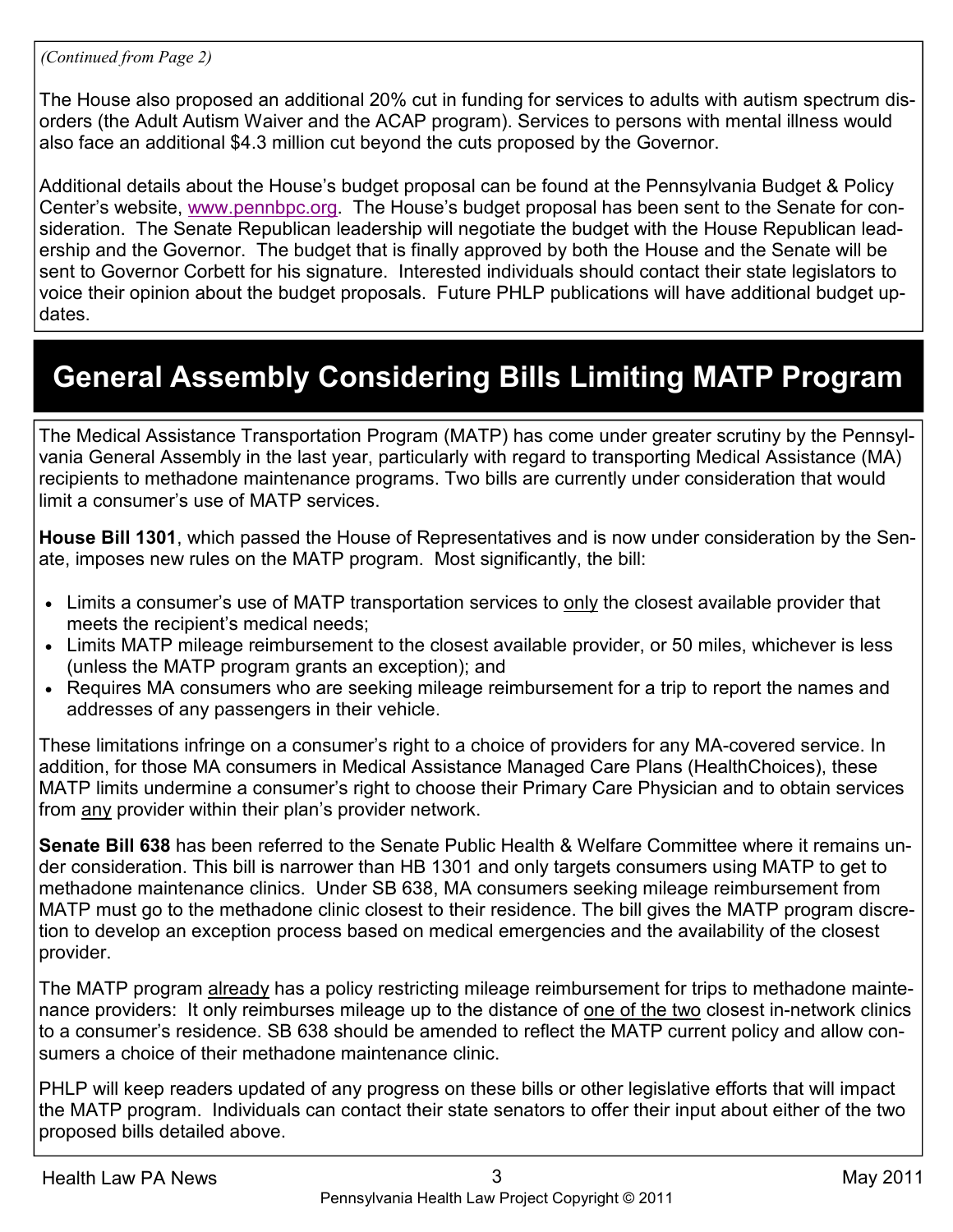*(Continued from Page 2)*

The House also proposed an additional 20% cut in funding for services to adults with autism spectrum disorders (the Adult Autism Waiver and the ACAP program). Services to persons with mental illness would also face an additional $4.3 million cut beyond the cuts proposed by the Governor.

Additional details about the House's budget proposal can be found at the Pennsylvania Budget & Policy Center's website, www.pennbpc.org. The House's budget proposal has been sent to the Senate for consideration. The Senate Republican leadership will negotiate the budget with the House Republican leadership and the Governor. The budget that is finally approved by both the House and the Senate will be sent to Governor Corbett for his signature. Interested individuals should contact their state legislators to voice their opinion about the budget proposals. Future PHLP publications will have additional budget updates.

# General Assembly Considering Bills Limiting MATP Program

The Medical Assistance Transportation Program (MATP) has come under greater scrutiny by the Pennsylvania General Assembly in the last year, particularly with regard to transporting Medical Assistance (MA) recipients to methadone maintenance programs. Two bills are currently under consideration that would limit a consumer's use of MATP services.

**House Bill 1301**, which passed the House of Representatives and is now under consideration by the Senate, imposes new rules on the MATP program. Most significantly, the bill:

- Limits a consumer's use of MATP transportation services to only the closest available provider that meets the recipient's medical needs;
- Limits MATP mileage reimbursement to the closest available provider, or 50 miles, whichever is less (unless the MATP program grants an exception); and
- Requires MA consumers who are seeking mileage reimbursement for a trip to report the names and addresses of any passengers in their vehicle.

These limitations infringe on a consumer's right to a choice of providers for any MA-covered service. In addition, for those MA consumers in Medical Assistance Managed Care Plans (HealthChoices), these MATP limits undermine a consumer's right to choose their Primary Care Physician and to obtain services from any provider within their plan's provider network.

**Senate Bill 638** has been referred to the Senate Public Health & Welfare Committee where it remains under consideration. This bill is narrower than HB 1301 and only targets consumers using MATP to get to methadone maintenance clinics. Under SB 638, MA consumers seeking mileage reimbursement from MATP must go to the methadone clinic closest to their residence. The bill gives the MATP program discretion to develop an exception process based on medical emergencies and the availability of the closest provider.

The MATP program already has a policy restricting mileage reimbursement for trips to methadone maintenance providers: It only reimburses mileage up to the distance of one of the two closest in-network clinics to a consumer's residence. SB 638 should be amended to reflect the MATP current policy and allow consumers a choice of their methadone maintenance clinic.

PHLP will keep readers updated of any progress on these bills or other legislative efforts that will impact the MATP program. Individuals can contact their state senators to offer their input about either of the two proposed bills detailed above.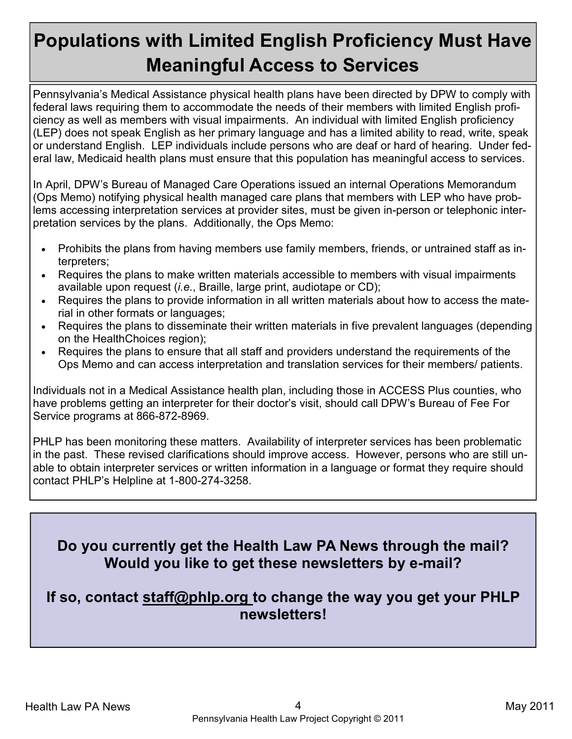# Populations with Limited English Proficiency Must Have Meaningful Access to Services

Pennsylvania's Medical Assistance physical health plans have been directed by DPW to comply with federal laws requiring them to accommodate the needs of their members with limited English proficiency as well as members with visual impairments. An individual with limited English proficiency (LEP) does not speak English as her primary language and has a limited ability to read, write, speak or understand English. LEP individuals include persons who are deaf or hard of hearing. Under federal law, Medicaid health plans must ensure that this population has meaningful access to services.

In April, DPW's Bureau of Managed Care Operations issued an internal Operations Memorandum (Ops Memo) notifying physical health managed care plans that members with LEP who have problems accessing interpretation services at provider sites, must be given in-person or telephonic interpretation services by the plans. Additionally, the Ops Memo:

- Prohibits the plans from having members use family members, friends, or untrained staff as interpreters;
- Requires the plans to make written materials accessible to members with visual impairments available upon request (*i.e.*, Braille, large print, audiotape or CD);
- Requires the plans to provide information in all written materials about how to access the material in other formats or languages;
- Requires the plans to disseminate their written materials in five prevalent languages (depending on the HealthChoices region);
- Requires the plans to ensure that all staff and providers understand the requirements of the Ops Memo and can access interpretation and translation services for their members/ patients.

Individuals not in a Medical Assistance health plan, including those in ACCESS Plus counties, who have problems getting an interpreter for their doctor's visit, should call DPW's Bureau of Fee For Service programs at 866-872-8969.

PHLP has been monitoring these matters. Availability of interpreter services has been problematic in the past. These revised clarifications should improve access. However, persons who are still unable to obtain interpreter services or written information in a language or format they require should contact PHLP's Helpline at 1-800-274-3258.

**Do you currently get the Health Law PA News through the mail? Would you like to get these newsletters by e-mail?**

**If so, contact staff@phlp.org to change the way you get your PHLP newsletters!**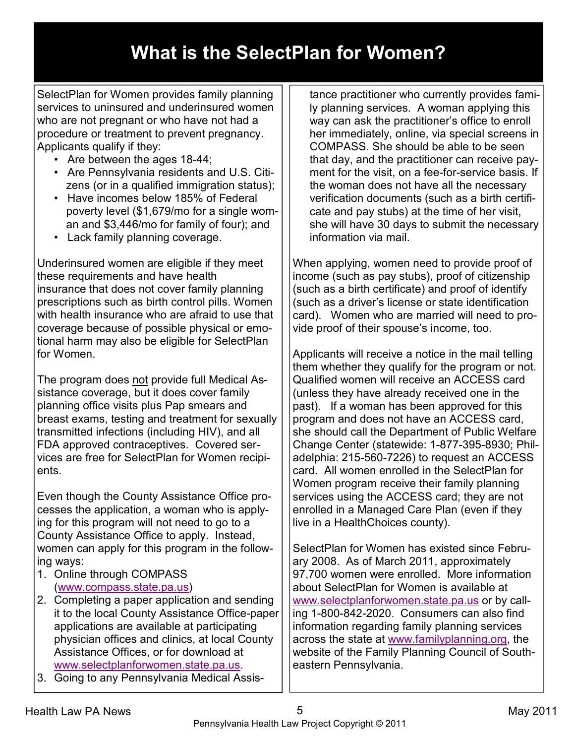# What is the SelectPlan for Women?

SelectPlan for Women provides family planning services to uninsured and underinsured women who are not pregnant or who have not had a procedure or treatment to prevent pregnancy. Applicants qualify if they:

- Are between the ages 18-44;
- Are Pennsylvania residents and U.S. Citizens (or in a qualified immigration status);
- Have incomes below 185% of Federal poverty level ($1,679/mo for a single woman and $3,446/mo for family of four); and
- Lack family planning coverage.

Underinsured women are eligible if they meet these requirements and have health insurance that does not cover family planning prescriptions such as birth control pills. Women with health insurance who are afraid to use that coverage because of possible physical or emotional harm may also be eligible for SelectPlan for Women.

The program does not provide full Medical Assistance coverage, but it does cover family planning office visits plus Pap smears and breast exams, testing and treatment for sexually transmitted infections (including HIV), and all FDA approved contraceptives. Covered services are free for SelectPlan for Women recipients.

Even though the County Assistance Office processes the application, a woman who is applying for this program will not need to go to a County Assistance Office to apply. Instead, women can apply for this program in the following ways:

1. Online through COMPASS (www.compass.state.pa.us)
2. Completing a paper application and sending it to the local County Assistance Office-paper applications are available at participating physician offices and clinics, at local County Assistance Offices, or for download at www.selectplanforwomen.state.pa.us.
3. Going to any Pennsylvania Medical Assistance practitioner who currently provides family planning services. A woman applying this way can ask the practitioner's office to enroll her immediately, online, via special screens in COMPASS. She should be able to be seen that day, and the practitioner can receive payment for the visit, on a fee-for-service basis. If the woman does not have all the necessary verification documents (such as a birth certificate and pay stubs) at the time of her visit, she will have 30 days to submit the necessary information via mail.

When applying, women need to provide proof of income (such as pay stubs), proof of citizenship (such as a birth certificate) and proof of identify (such as a driver's license or state identification card). Women who are married will need to provide proof of their spouse's income, too.

Applicants will receive a notice in the mail telling them whether they qualify for the program or not. Qualified women will receive an ACCESS card (unless they have already received one in the past). If a woman has been approved for this program and does not have an ACCESS card, she should call the Department of Public Welfare Change Center (statewide: 1-877-395-8930; Philadelphia: 215-560-7226) to request an ACCESS card. All women enrolled in the SelectPlan for Women program receive their family planning services using the ACCESS card; they are not enrolled in a Managed Care Plan (even if they live in a HealthChoices county).

SelectPlan for Women has existed since February 2008. As of March 2011, approximately 97,700 women were enrolled. More information about SelectPlan for Women is available at www.selectplanforwomen.state.pa.us or by calling 1-800-842-2020. Consumers can also find information regarding family planning services across the state at www.familyplanning.org, the website of the Family Planning Council of Southeastern Pennsylvania.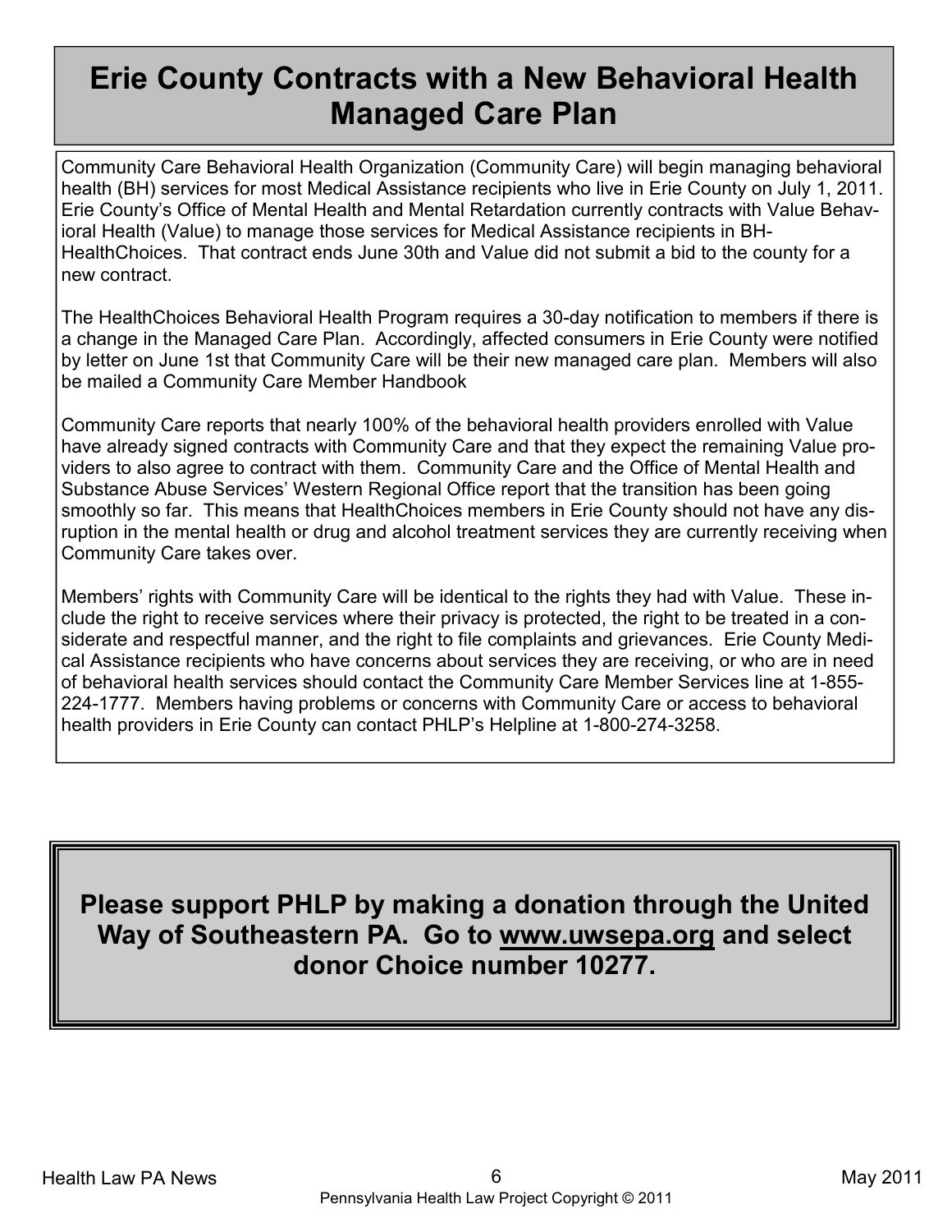# Erie County Contracts with a New Behavioral Health Managed Care Plan

Community Care Behavioral Health Organization (Community Care) will begin managing behavioral health (BH) services for most Medical Assistance recipients who live in Erie County on July 1, 2011. Erie County's Office of Mental Health and Mental Retardation currently contracts with Value Behavioral Health (Value) to manage those services for Medical Assistance recipients in BH-HealthChoices. That contract ends June 30th and Value did not submit a bid to the county for a new contract.

The HealthChoices Behavioral Health Program requires a 30-day notification to members if there is a change in the Managed Care Plan. Accordingly, affected consumers in Erie County were notified by letter on June 1st that Community Care will be their new managed care plan. Members will also be mailed a Community Care Member Handbook

Community Care reports that nearly 100% of the behavioral health providers enrolled with Value have already signed contracts with Community Care and that they expect the remaining Value providers to also agree to contract with them. Community Care and the Office of Mental Health and Substance Abuse Services' Western Regional Office report that the transition has been going smoothly so far. This means that HealthChoices members in Erie County should not have any disruption in the mental health or drug and alcohol treatment services they are currently receiving when Community Care takes over.

Members' rights with Community Care will be identical to the rights they had with Value. These include the right to receive services where their privacy is protected, the right to be treated in a considerate and respectful manner, and the right to file complaints and grievances. Erie County Medical Assistance recipients who have concerns about services they are receiving, or who are in need of behavioral health services should contact the Community Care Member Services line at 1-855-224-1777. Members having problems or concerns with Community Care or access to behavioral health providers in Erie County can contact PHLP's Helpline at 1-800-274-3258.

**Please support PHLP by making a donation through the United Way of Southeastern PA. Go to www.uwsepa.org and select donor Choice number 10277.**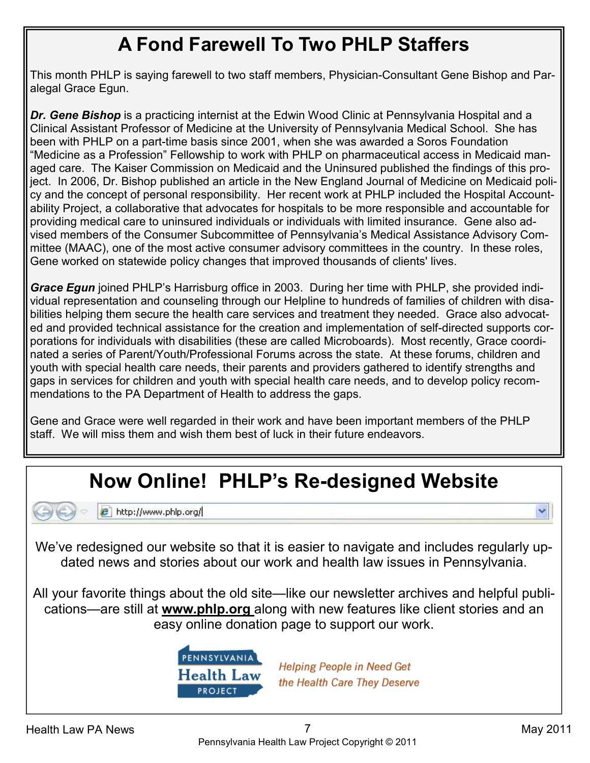# A Fond Farewell To Two PHLP Staffers

This month PHLP is saying farewell to two staff members, Physician-Consultant Gene Bishop and Paralegal Grace Egun.

***Dr. Gene Bishop*** is a practicing internist at the Edwin Wood Clinic at Pennsylvania Hospital and a Clinical Assistant Professor of Medicine at the University of Pennsylvania Medical School. She has been with PHLP on a part-time basis since 2001, when she was awarded a Soros Foundation "Medicine as a Profession" Fellowship to work with PHLP on pharmaceutical access in Medicaid managed care. The Kaiser Commission on Medicaid and the Uninsured published the findings of this project. In 2006, Dr. Bishop published an article in the New England Journal of Medicine on Medicaid policy and the concept of personal responsibility. Her recent work at PHLP included the Hospital Accountability Project, a collaborative that advocates for hospitals to be more responsible and accountable for providing medical care to uninsured individuals or individuals with limited insurance. Gene also advised members of the Consumer Subcommittee of Pennsylvania's Medical Assistance Advisory Committee (MAAC), one of the most active consumer advisory committees in the country. In these roles, Gene worked on statewide policy changes that improved thousands of clients' lives.

***Grace Egun*** joined PHLP's Harrisburg office in 2003. During her time with PHLP, she provided individual representation and counseling through our Helpline to hundreds of families of children with disabilities helping them secure the health care services and treatment they needed. Grace also advocated and provided technical assistance for the creation and implementation of self-directed supports corporations for individuals with disabilities (these are called Microboards). Most recently, Grace coordinated a series of Parent/Youth/Professional Forums across the state. At these forums, children and youth with special health care needs, their parents and providers gathered to identify strengths and gaps in services for children and youth with special health care needs, and to develop policy recommendations to the PA Department of Health to address the gaps.

Gene and Grace were well regarded in their work and have been important members of the PHLP staff. We will miss them and wish them best of luck in their future endeavors.

# Now Online! PHLP's Re-designed Website

http://www.phlp.org/

We've redesigned our website so that it is easier to navigate and includes regularly updated news and stories about our work and health law issues in Pennsylvania.

All your favorite things about the old site—like our newsletter archives and helpful publications—are still at **www.phlp.org** along with new features like client stories and an easy online donation page to support our work.

PENNSYLVANIA Health Law PROJECT

*Helping People in Need Get the Health Care They Deserve*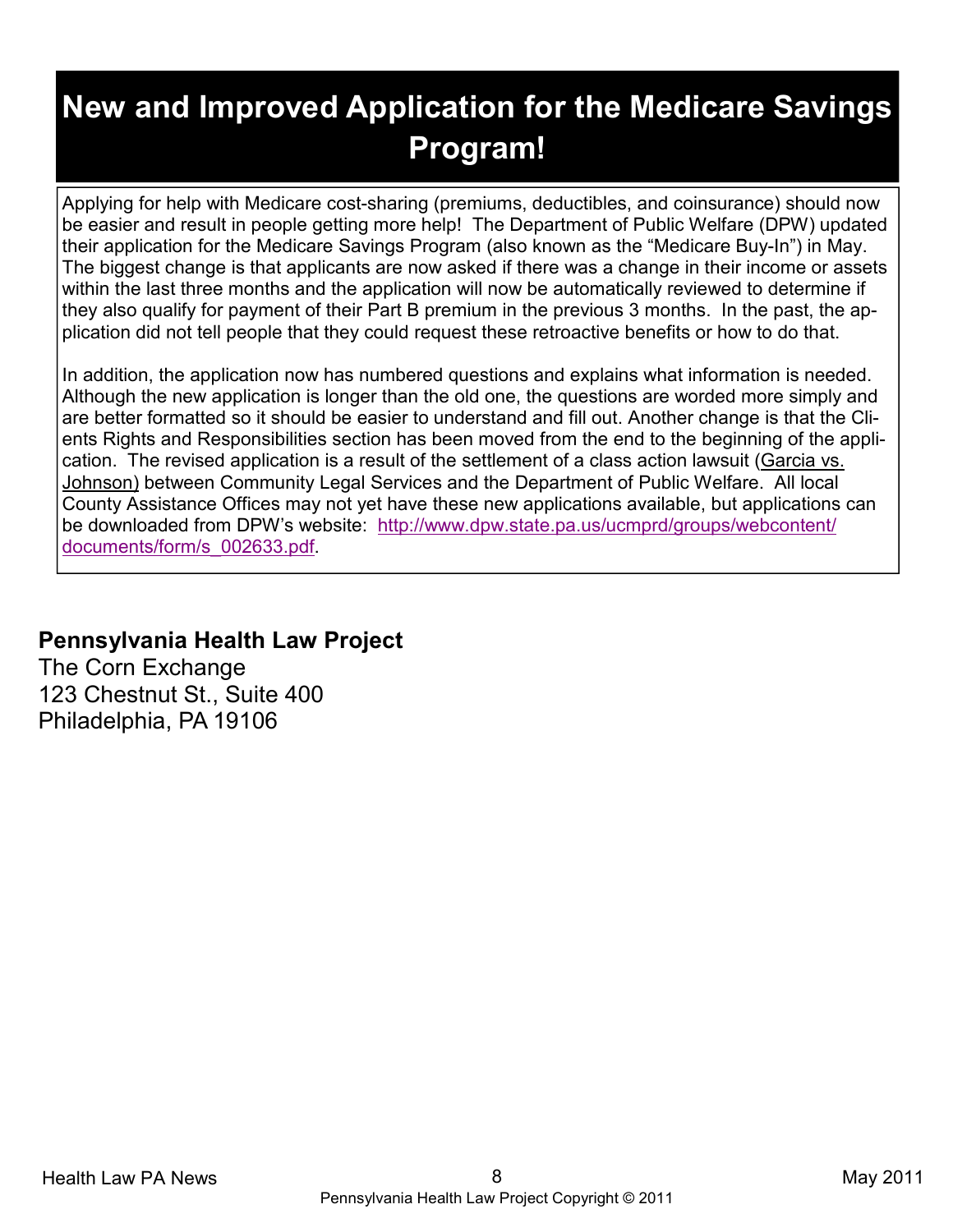# New and Improved Application for the Medicare Savings Program!

Applying for help with Medicare cost-sharing (premiums, deductibles, and coinsurance) should now be easier and result in people getting more help! The Department of Public Welfare (DPW) updated their application for the Medicare Savings Program (also known as the "Medicare Buy-In") in May. The biggest change is that applicants are now asked if there was a change in their income or assets within the last three months and the application will now be automatically reviewed to determine if they also qualify for payment of their Part B premium in the previous 3 months. In the past, the application did not tell people that they could request these retroactive benefits or how to do that.

In addition, the application now has numbered questions and explains what information is needed. Although the new application is longer than the old one, the questions are worded more simply and are better formatted so it should be easier to understand and fill out. Another change is that the Clients Rights and Responsibilities section has been moved from the end to the beginning of the application. The revised application is a result of the settlement of a class action lawsuit (Garcia vs. Johnson) between Community Legal Services and the Department of Public Welfare. All local County Assistance Offices may not yet have these new applications available, but applications can be downloaded from DPW's website: http://www.dpw.state.pa.us/ucmprd/groups/webcontent/documents/form/s_002633.pdf.

**Pennsylvania Health Law Project**
The Corn Exchange
123 Chestnut St., Suite 400
Philadelphia, PA 19106